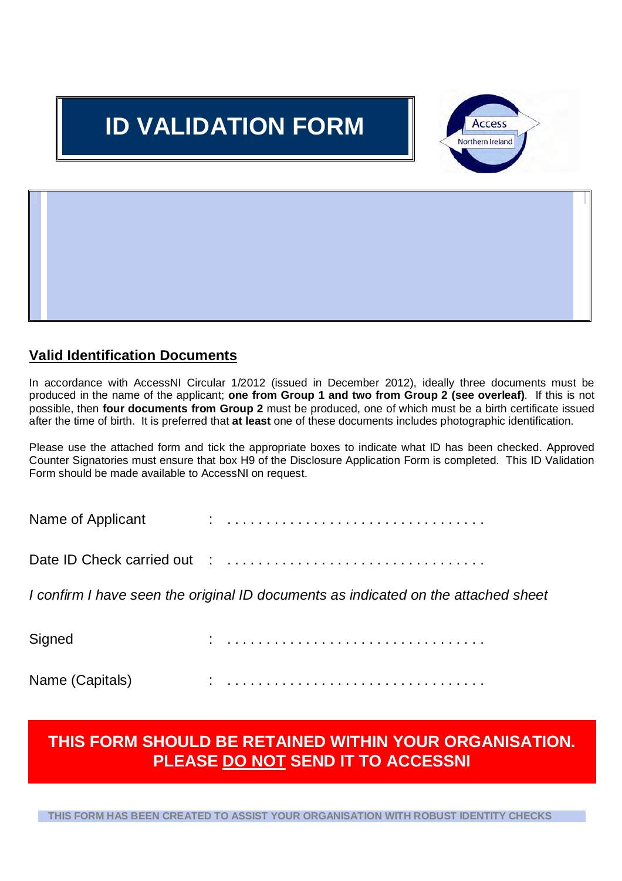# ID VALIDATION FORM

## Valid Identification Documents

In accordance with AccessNI Circular 1/2012 (issued in December 2012), ideally three documents must be produced in the name of the applicant; **one from Group 1 and two from Group 2 (see overleaf)**. If this is not possible, then **four documents from Group 2** must be produced, one of which must be a birth certificate issued after the time of birth. It is preferred that **at least** one of these documents includes photographic identification.

Please use the attached form and tick the appropriate boxes to indicate what ID has been checked. Approved Counter Signatories must ensure that box H9 of the Disclosure Application Form is completed. This ID Validation Form should be made available to AccessNI on request.

Name of Applicant : . . . . . . . . . . . . . . . . . . . . . . . . . . . . . . . .

Date ID Check carried out : . . . . . . . . . . . . . . . . . . . . . . . . . . . . . . . .

*I confirm I have seen the original ID documents as indicated on the attached sheet*

Signed : . . . . . . . . . . . . . . . . . . . . . . . . . . . . . . . .

Name (Capitals) : . . . . . . . . . . . . . . . . . . . . . . . . . . . . . . . .

**THIS FORM SHOULD BE RETAINED WITHIN YOUR ORGANISATION. PLEASE DO NOT SEND IT TO ACCESSNI**

**THIS FORM HAS BEEN CREATED TO ASSIST YOUR ORGANISATION WITH ROBUST IDENTITY CHECKS**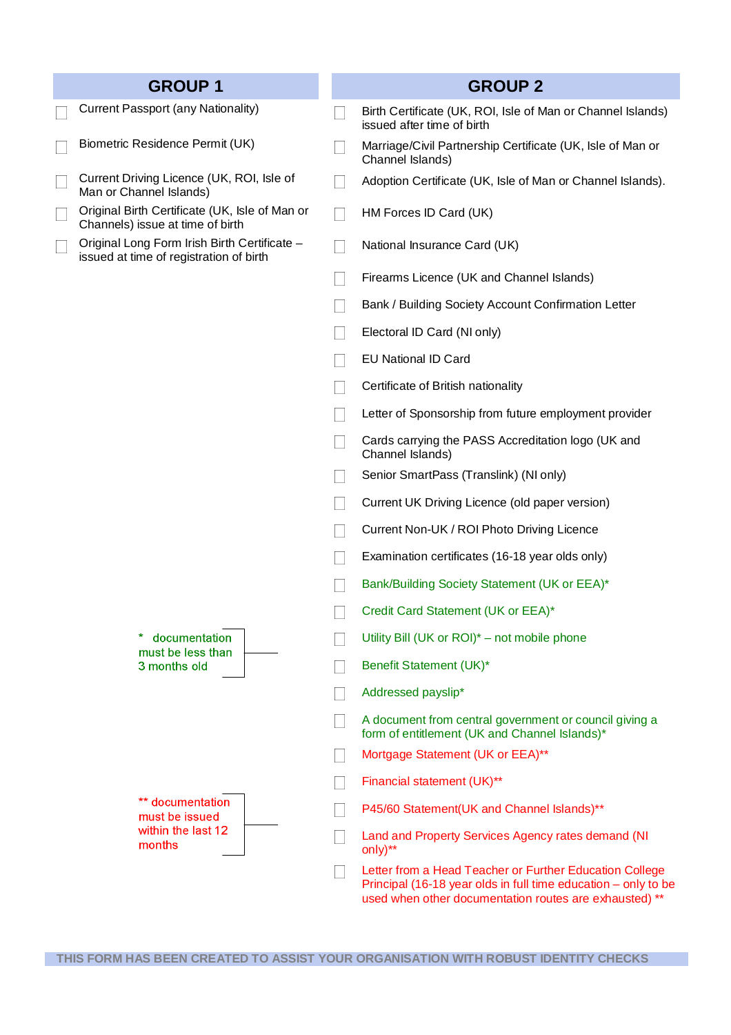| GROUP 1 | GROUP 2 |
| --- | --- |
| ☐ Current Passport (any Nationality) | ☐ Birth Certificate (UK, ROI, Isle of Man or Channel Islands) issued after time of birth |
| ☐ Biometric Residence Permit (UK) | ☐ Marriage/Civil Partnership Certificate (UK, Isle of Man or Channel Islands) |
| ☐ Current Driving Licence (UK, ROI, Isle of Man or Channel Islands) | ☐ Adoption Certificate (UK, Isle of Man or Channel Islands). |
| ☐ Original Birth Certificate (UK, Isle of Man or Channels) issue at time of birth | ☐ HM Forces ID Card (UK) |
| ☐ Original Long Form Irish Birth Certificate – issued at time of registration of birth | ☐ National Insurance Card (UK) |
| | ☐ Firearms Licence (UK and Channel Islands) |
| | ☐ Bank / Building Society Account Confirmation Letter |
| | ☐ Electoral ID Card (NI only) |
| | ☐ EU National ID Card |
| | ☐ Certificate of British nationality |
| | ☐ Letter of Sponsorship from future employment provider |
| | ☐ Cards carrying the PASS Accreditation logo (UK and Channel Islands) |
| | ☐ Senior SmartPass (Translink) (NI only) |
| | ☐ Current UK Driving Licence (old paper version) |
| | ☐ Current Non-UK / ROI Photo Driving Licence |
| | ☐ Examination certificates (16-18 year olds only) |
| | ☐ Bank/Building Society Statement (UK or EEA)* |
| | ☐ Credit Card Statement (UK or EEA)* |
| * documentation must be less than 3 months old | ☐ Utility Bill (UK or ROI)* – not mobile phone |
| | ☐ Benefit Statement (UK)* |
| | ☐ Addressed payslip* |
| | ☐ A document from central government or council giving a form of entitlement (UK and Channel Islands)* |
| | ☐ Mortgage Statement (UK or EEA)** |
| | ☐ Financial statement (UK)** |
| ** documentation must be issued within the last 12 months | ☐ P45/60 Statement(UK and Channel Islands)** |
| | ☐ Land and Property Services Agency rates demand (NI only)** |
| | ☐ Letter from a Head Teacher or Further Education College Principal (16-18 year olds in full time education – only to be used when other documentation routes are exhausted) ** |

THIS FORM HAS BEEN CREATED TO ASSIST YOUR ORGANISATION WITH ROBUST IDENTITY CHECKS